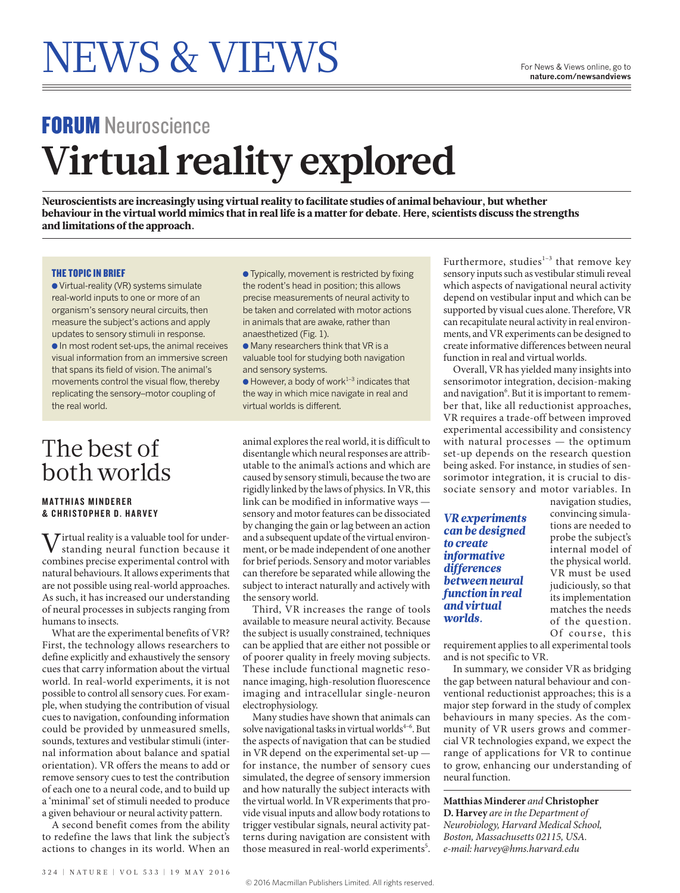# NEWS & VIEWS

## FORUM Neuroscience

# Virtual reality explored

**Neuroscientists are increasingly using virtual reality to facilitate studies of animal behaviour, but whether behaviour in the virtual world mimics that in real life is a matter for debate. Here, scientists discuss the strengths and limitations of the approach.**

### THE TOPIC IN BRIEF

- Virtual-reality (VR) systems simulate real-world inputs to one or more of an organism's sensory neural circuits, then measure the subject's actions and apply updates to sensory stimuli in response.
- In most rodent set-ups, the animal receives visual information from an immersive screen that spans its field of vision. The animal's movements control the visual flow, thereby replicating the sensory–motor coupling of the real world.
- Typically, movement is restricted by fixing the rodent's head in position; this allows precise measurements of neural activity to be taken and correlated with motor actions in animals that are awake, rather than anaesthetized (Fig. 1).
- Many researchers think that VR is a valuable tool for studying both navigation and sensory systems.
- However, a body of work[1–3] indicates that the way in which mice navigate in real and virtual worlds is different.

## The best of both worlds

**MATTHIAS MINDERER & CHRISTOPHER D. HARVEY**

Virtual reality is a valuable tool for understanding neural function because it combines precise experimental control with natural behaviours. It allows experiments that are not possible using real-world approaches. As such, it has increased our understanding of neural processes in subjects ranging from humans to insects.

What are the experimental benefits of VR? First, the technology allows researchers to define explicitly and exhaustively the sensory cues that carry information about the virtual world. In real-world experiments, it is not possible to control all sensory cues. For example, when studying the contribution of visual cues to navigation, confounding information could be provided by unmeasured smells, sounds, textures and vestibular stimuli (internal information about balance and spatial orientation). VR offers the means to add or remove sensory cues to test the contribution of each one to a neural code, and to build up a 'minimal' set of stimuli needed to produce a given behaviour or neural activity pattern.

A second benefit comes from the ability to redefine the laws that link the subject's actions to changes in its world. When an animal explores the real world, it is difficult to disentangle which neural responses are attributable to the animal's actions and which are caused by sensory stimuli, because the two are rigidly linked by the laws of physics. In VR, this link can be modified in informative ways — sensory and motor features can be dissociated by changing the gain or lag between an action and a subsequent update of the virtual environment, or be made independent of one another for brief periods. Sensory and motor variables can therefore be separated while allowing the subject to interact naturally and actively with the sensory world.

Third, VR increases the range of tools available to measure neural activity. Because the subject is usually constrained, techniques can be applied that are either not possible or of poorer quality in freely moving subjects. These include functional magnetic resonance imaging, high-resolution fluorescence imaging and intracellular single-neuron electrophysiology.

Many studies have shown that animals can solve navigational tasks in virtual worlds[4–6]. But the aspects of navigation that can be studied in VR depend on the experimental set-up — for instance, the number of sensory cues simulated, the degree of sensory immersion and how naturally the subject interacts with the virtual world. In VR experiments that provide visual inputs and allow body rotations to trigger vestibular signals, neural activity patterns during navigation are consistent with those measured in real-world experiments[5]. Furthermore, studies[1–3] that remove key sensory inputs such as vestibular stimuli reveal which aspects of navigational neural activity depend on vestibular input and which can be supported by visual cues alone. Therefore, VR can recapitulate neural activity in real environments, and VR experiments can be designed to create informative differences between neural function in real and virtual worlds.

Overall, VR has yielded many insights into sensorimotor integration, decision-making and navigation[6]. But it is important to remember that, like all reductionist approaches, VR requires a trade-off between improved experimental accessibility and consistency with natural processes — the optimum set-up depends on the research question being asked. For instance, in studies of sensorimotor integration, it is crucial to dissociate sensory and motor variables. In navigation studies, convincing simulations are needed to probe the subject's internal model of the physical world. VR must be used judiciously, so that its implementation matches the needs of the question. Of course, this requirement applies to all experimental tools and is not specific to VR.

> ***VR experiments can be designed to create informative differences between neural function in real and virtual worlds.***

In summary, we consider VR as bridging the gap between natural behaviour and conventional reductionist approaches; this is a major step forward in the study of complex behaviours in many species. As the community of VR users grows and commercial VR technologies expand, we expect the range of applications for VR to continue to grow, enhancing our understanding of neural function.

**Matthias Minderer** *and* **Christopher D. Harvey** *are in the Department of Neurobiology, Harvard Medical School, Boston, Massachusetts 02115, USA.*
*e-mail: harvey@hms.harvard.edu*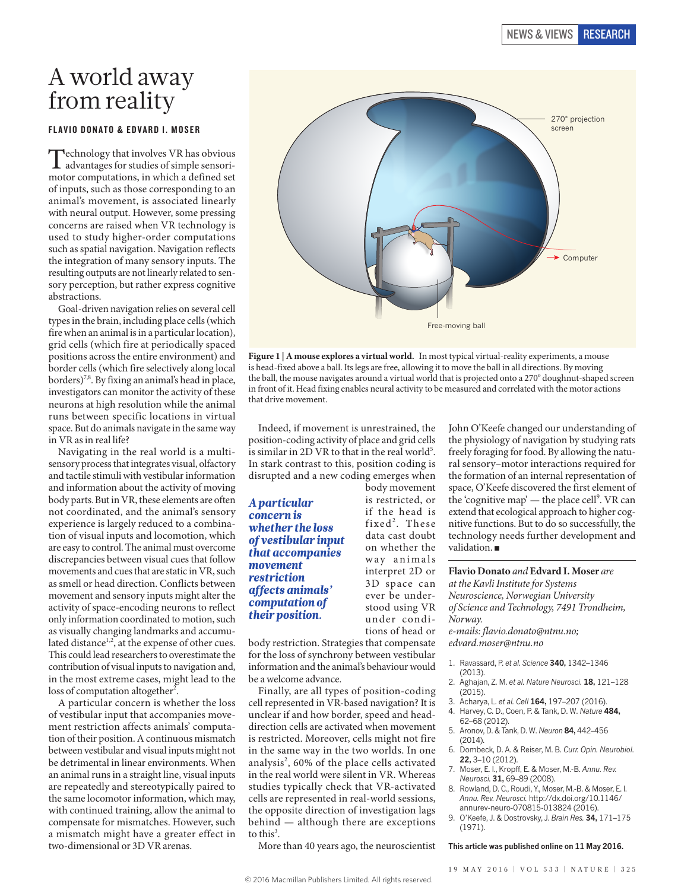# A world away from reality

**FLAVIO DONATO & EDVARD I. MOSER**

Technology that involves VR has obvious advantages for studies of simple sensorimotor computations, in which a defined set of inputs, such as those corresponding to an animal's movement, is associated linearly with neural output. However, some pressing concerns are raised when VR technology is used to study higher-order computations such as spatial navigation. Navigation reflects the integration of many sensory inputs. The resulting outputs are not linearly related to sensory perception, but rather express cognitive abstractions.

Goal-driven navigation relies on several cell types in the brain, including place cells (which fire when an animal is in a particular location), grid cells (which fire at periodically spaced positions across the entire environment) and border cells (which fire selectively along local borders)[7,8]. By fixing an animal's head in place, investigators can monitor the activity of these neurons at high resolution while the animal runs between specific locations in virtual space. But do animals navigate in the same way in VR as in real life?

Navigating in the real world is a multisensory process that integrates visual, olfactory and tactile stimuli with vestibular information and information about the activity of moving body parts. But in VR, these elements are often not coordinated, and the animal's sensory experience is largely reduced to a combination of visual inputs and locomotion, which are easy to control. The animal must overcome discrepancies between visual cues that follow movements and cues that are static in VR, such as smell or head direction. Conflicts between movement and sensory inputs might alter the activity of space-encoding neurons to reflect only information coordinated to motion, such as visually changing landmarks and accumulated distance[1,2], at the expense of other cues. This could lead researchers to overestimate the contribution of visual inputs to navigation and, in the most extreme cases, might lead to the loss of computation altogether[2].

A particular concern is whether the loss of vestibular input that accompanies movement restriction affects animals' computation of their position. A continuous mismatch between vestibular and visual inputs might not be detrimental in linear environments. When an animal runs in a straight line, visual inputs are repeatedly and stereotypically paired to the same locomotor information, which may, with continued training, allow the animal to compensate for mismatches. However, such a mismatch might have a greater effect in two-dimensional or 3D VR arenas.

270° projection screen

Computer

Free-moving ball

**Figure 1 | A mouse explores a virtual world.** In most typical virtual-reality experiments, a mouse is head-fixed above a ball. Its legs are free, allowing it to move the ball in all directions. By moving the ball, the mouse navigates around a virtual world that is projected onto a 270° doughnut-shaped screen in front of it. Head fixing enables neural activity to be measured and correlated with the motor actions that drive movement.

Indeed, if movement is unrestrained, the position-coding activity of place and grid cells is similar in 2D VR to that in the real world[5]. In stark contrast to this, position coding is disrupted and a new coding emerges when body movement is restricted, or if the head is fixed[2]. These data cast doubt on whether the way animals interpret 2D or 3D space can ever be understood using VR under conditions of head or body restriction. Strategies that compensate for the loss of synchrony between vestibular information and the animal's behaviour would be a welcome advance.

*A particular concern is whether the loss of vestibular input that accompanies movement restriction affects animals' computation of their position.*

Finally, are all types of position-coding cell represented in VR-based navigation? It is unclear if and how border, speed and head-direction cells are activated when movement is restricted. Moreover, cells might not fire in the same way in the two worlds. In one analysis[2], 60% of the place cells activated in the real world were silent in VR. Whereas studies typically check that VR-activated cells are represented in real-world sessions, the opposite direction of investigation lags behind — although there are exceptions to this[3].

More than 40 years ago, the neuroscientist John O'Keefe changed our understanding of the physiology of navigation by studying rats freely foraging for food. By allowing the natural sensory–motor interactions required for the formation of an internal representation of space, O'Keefe discovered the first element of the 'cognitive map' — the place cell[9]. VR can extend that ecological approach to higher cognitive functions. But to do so successfully, the technology needs further development and validation. ■

**Flavio Donato** *and* **Edvard I. Moser** *are at the Kavli Institute for Systems Neuroscience, Norwegian University of Science and Technology, 7491 Trondheim, Norway.*
*e-mails: flavio.donato@ntnu.no; edvard.moser@ntnu.no*

1. Ravassard, P. *et al. Science* **340,** 1342–1346 (2013).
2. Aghajan, Z. M. *et al. Nature Neurosci.* **18,** 121–128 (2015).
3. Acharya, L. *et al. Cell* **164,** 197–207 (2016).
4. Harvey, C. D., Coen, P. & Tank, D. W. *Nature* **484,** 62–68 (2012).
5. Aronov, D. & Tank, D. W. *Neuron* **84,** 442–456 (2014).
6. Dombeck, D. A. & Reiser, M. B. *Curr. Opin. Neurobiol.* **22,** 3–10 (2012).
7. Moser, E. I., Kropff, E. & Moser, M.-B. *Annu. Rev. Neurosci.* **31,** 69–89 (2008).
8. Rowland, D. C., Roudi, Y., Moser, M.-B. & Moser, E. I. *Annu. Rev. Neurosci.* http://dx.doi.org/10.1146/annurev-neuro-070815-013824 (2016).
9. O'Keefe, J. & Dostrovsky, J. *Brain Res.* **34,** 171–175 (1971).

**This article was published online on 11 May 2016.**